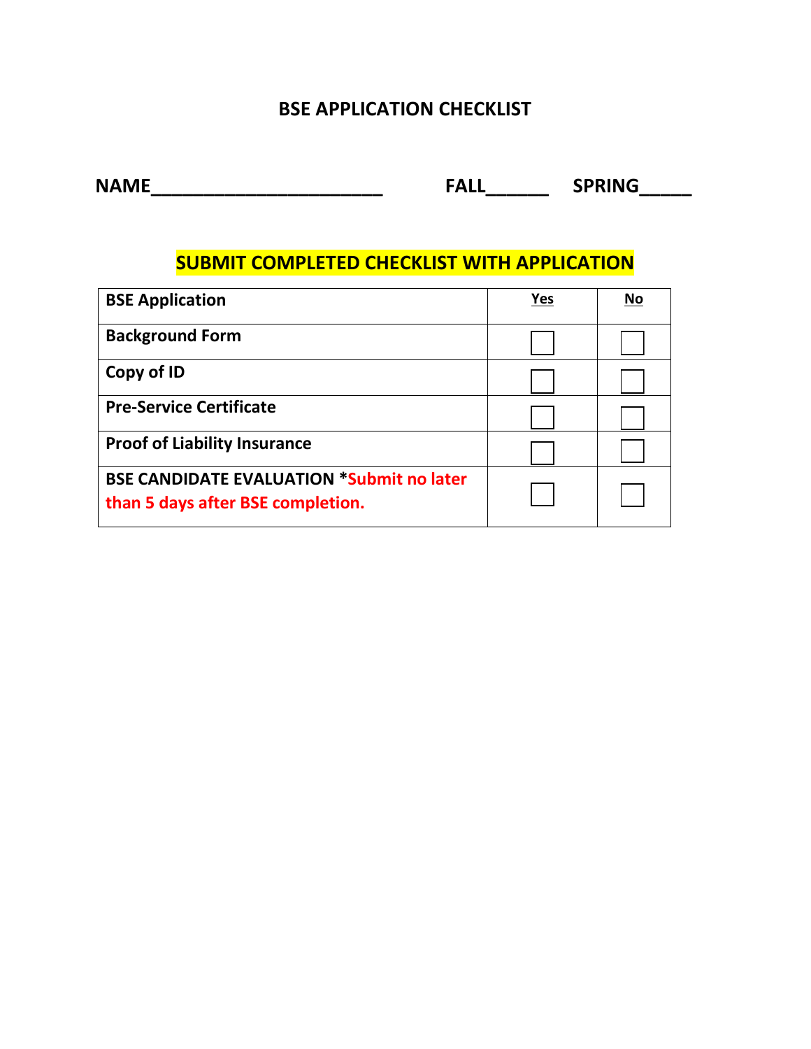# BSE APPLICATION CHECKLIST

**NAME______________________ FALL______ SPRING_____**

**SUBMIT COMPLETED CHECKLIST WITH APPLICATION**

| BSE Application | Yes | No |
|---|---|---|
| Background Form | ☐ | ☐ |
| Copy of ID | ☐ | ☐ |
| Pre-Service Certificate | ☐ | ☐ |
| Proof of Liability Insurance | ☐ | ☐ |
| BSE CANDIDATE EVALUATION *Submit no later than 5 days after BSE completion. | ☐ | ☐ |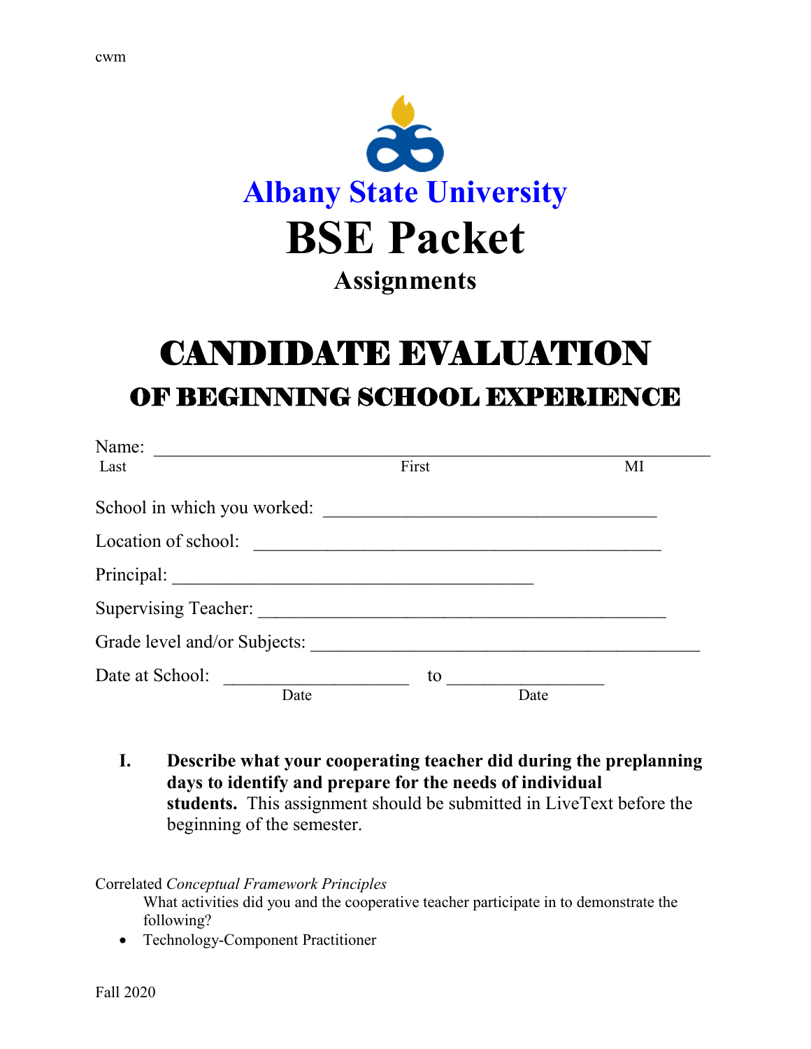Albany State University

# BSE Packet

### Assignments

# CANDIDATE EVALUATION

## OF BEGINNING SCHOOL EXPERIENCE

Name: ______________________________________________________________
Last First MI

School in which you worked: ____________________________________

Location of school: ____________________________________________

Principal: ______________________________________

Supervising Teacher: ___________________________________________

Grade level and/or Subjects: ____________________________________

Date at School: ____________________ to _________________
Date Date

I. **Describe what your cooperating teacher did during the preplanning days to identify and prepare for the needs of individual students.** This assignment should be submitted in LiveText before the beginning of the semester.

Correlated *Conceptual Framework Principles*

What activities did you and the cooperative teacher participate in to demonstrate the following?

- Technology-Component Practitioner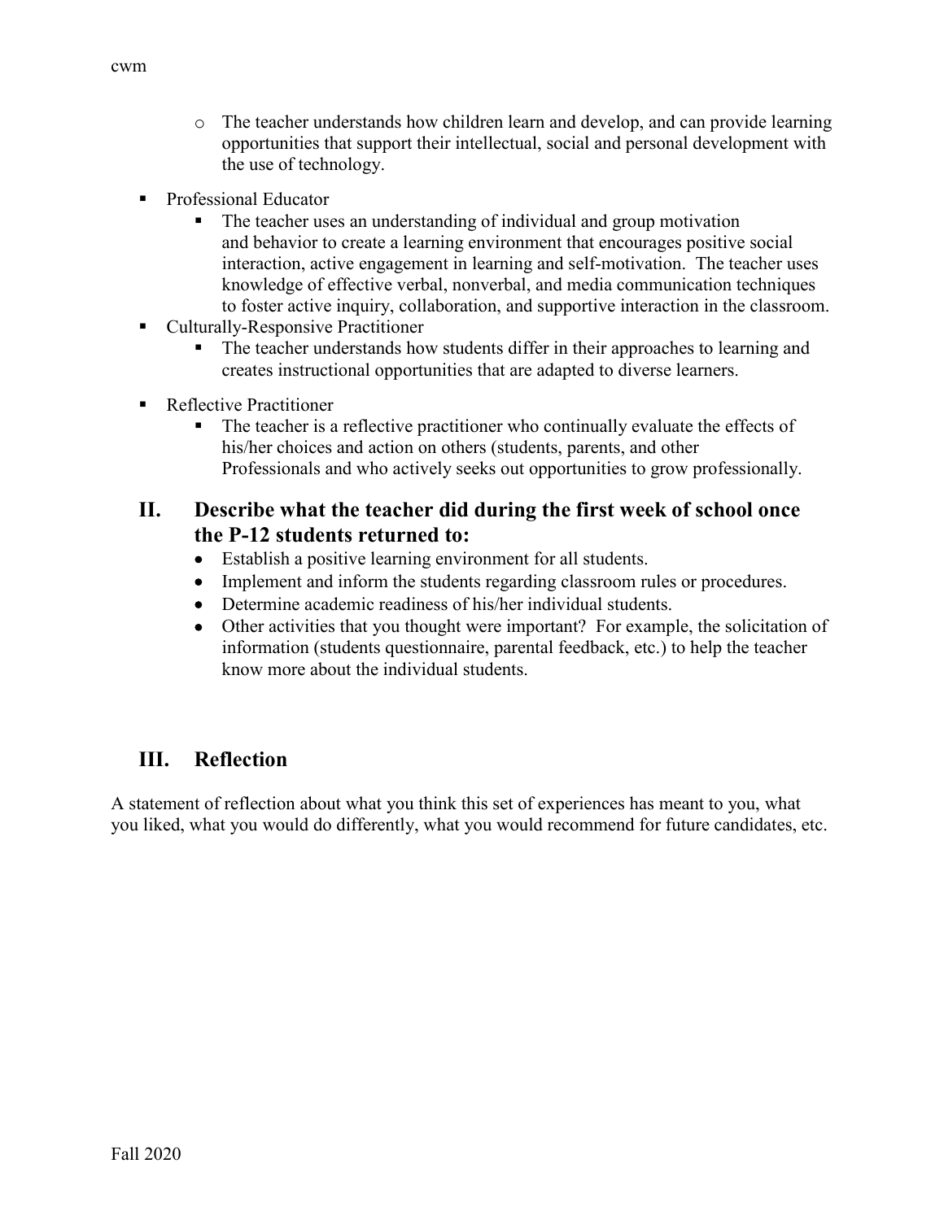- The teacher understands how children learn and develop, and can provide learning opportunities that support their intellectual, social and personal development with the use of technology.

- Professional Educator
  - The teacher uses an understanding of individual and group motivation and behavior to create a learning environment that encourages positive social interaction, active engagement in learning and self-motivation. The teacher uses knowledge of effective verbal, nonverbal, and media communication techniques to foster active inquiry, collaboration, and supportive interaction in the classroom.
- Culturally-Responsive Practitioner
  - The teacher understands how students differ in their approaches to learning and creates instructional opportunities that are adapted to diverse learners.
- Reflective Practitioner
  - The teacher is a reflective practitioner who continually evaluate the effects of his/her choices and action on others (students, parents, and other Professionals and who actively seeks out opportunities to grow professionally.

## II. Describe what the teacher did during the first week of school once the P-12 students returned to:

- Establish a positive learning environment for all students.
- Implement and inform the students regarding classroom rules or procedures.
- Determine academic readiness of his/her individual students.
- Other activities that you thought were important? For example, the solicitation of information (students questionnaire, parental feedback, etc.) to help the teacher know more about the individual students.

## III. Reflection

A statement of reflection about what you think this set of experiences has meant to you, what you liked, what you would do differently, what you would recommend for future candidates, etc.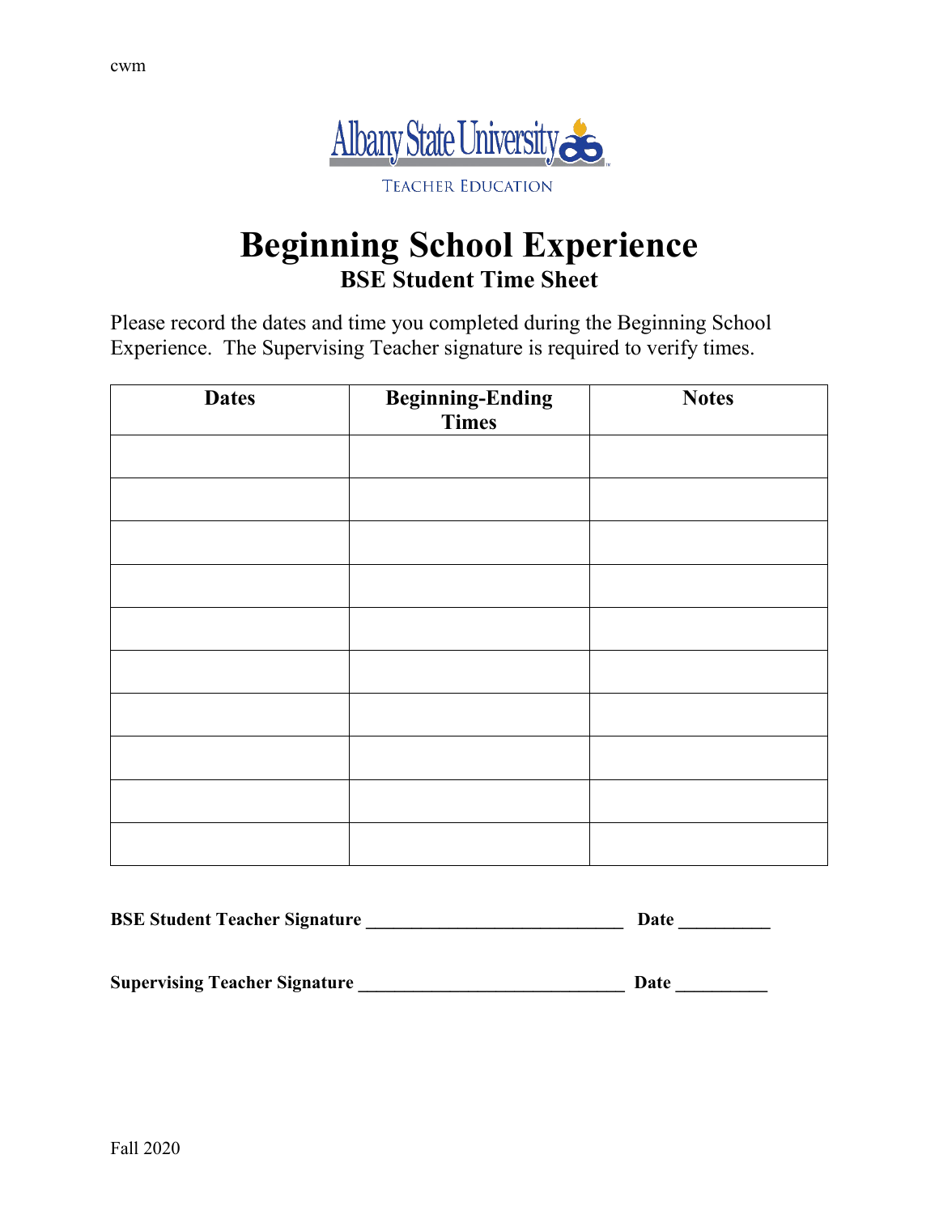cwm

Albany State University

TEACHER EDUCATION

# Beginning School Experience

## BSE Student Time Sheet

Please record the dates and time you completed during the Beginning School Experience. The Supervising Teacher signature is required to verify times.

| Dates | Beginning-Ending Times | Notes |
|---|---|---|
| | | |
| | | |
| | | |
| | | |
| | | |
| | | |
| | | |
| | | |
| | | |
| | | |

**BSE Student Teacher Signature ____________________________ Date __________**

**Supervising Teacher Signature _____________________________ Date __________**

Fall 2020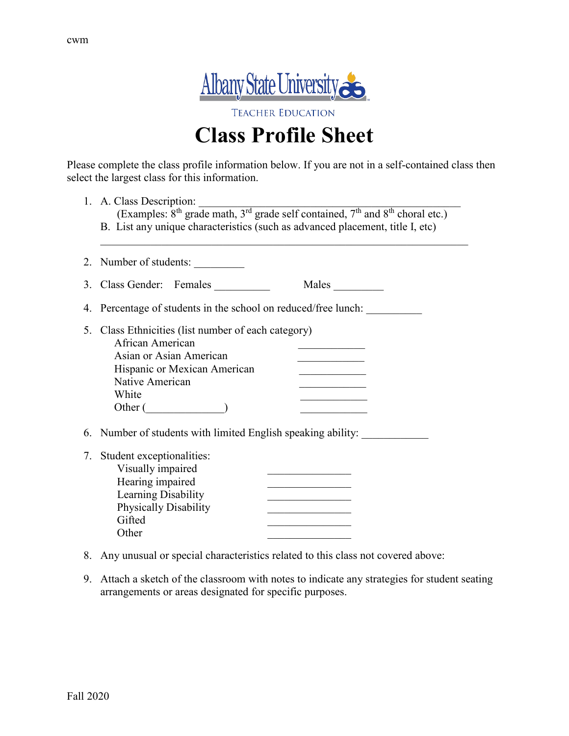cwm

Albany State University

TEACHER EDUCATION

# Class Profile Sheet

Please complete the class profile information below. If you are not in a self-contained class then select the largest class for this information.

1. A. Class Description: ___________________________________________________
   (Examples: 8th grade math, 3rd grade self contained, 7th and 8th choral etc.)
   B. List any unique characteristics (such as advanced placement, title I, etc)
   ______________________________________________________________________

2. Number of students: _________

3. Class Gender: Females __________ Males _________

4. Percentage of students in the school on reduced/free lunch: __________

5. Class Ethnicities (list number of each category)
   - African American ____________
   - Asian or Asian American ____________
   - Hispanic or Mexican American ____________
   - Native American ____________
   - White ____________
   - Other (_____________) ____________

6. Number of students with limited English speaking ability: ____________

7. Student exceptionalities:
   - Visually impaired _______________
   - Hearing impaired _______________
   - Learning Disability _______________
   - Physically Disability _______________
   - Gifted _______________
   - Other _______________

8. Any unusual or special characteristics related to this class not covered above:

9. Attach a sketch of the classroom with notes to indicate any strategies for student seating arrangements or areas designated for specific purposes.

Fall 2020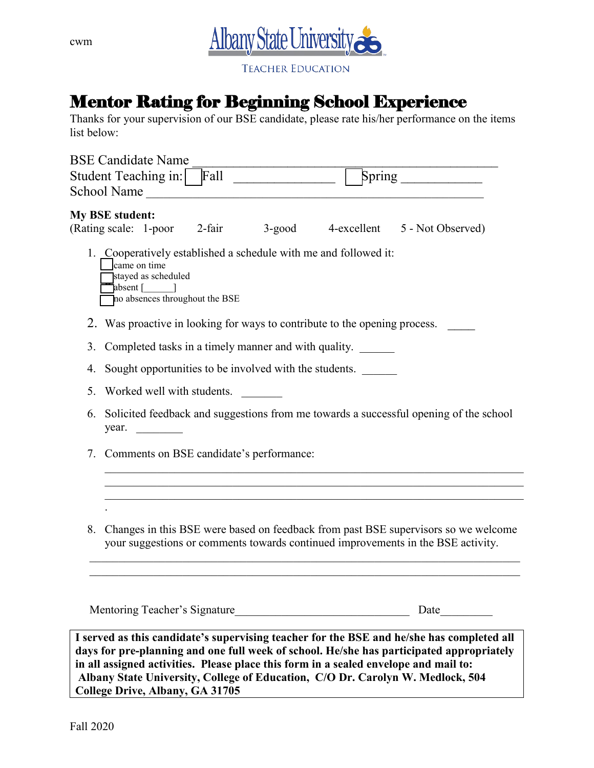cwm

Albany State University

TEACHER EDUCATION

# Mentor Rating for Beginning School Experience

Thanks for your supervision of our BSE candidate, please rate his/her performance on the items list below:

BSE Candidate Name ______________________________________________

Student Teaching in: ☐ Fall _______________ ☐ Spring ____________

School Name _____________________________________________________

**My BSE student:**

(Rating scale: 1-poor 2-fair 3-good 4-excellent 5 - Not Observed)

1. Cooperatively established a schedule with me and followed it:
   - ☐ came on time
   - ☐ stayed as scheduled
   - ☐ absent [______]
   - ☐ no absences throughout the BSE
2. Was proactive in looking for ways to contribute to the opening process. _____
3. Completed tasks in a timely manner and with quality. ______
4. Sought opportunities to be involved with the students. ______
5. Worked well with students. _______
6. Solicited feedback and suggestions from me towards a successful opening of the school year. ________
7. Comments on BSE candidate's performance:

   ___________________________________________________________________________

   ___________________________________________________________________________

   ___________________________________________________________________________

   .
8. Changes in this BSE were based on feedback from past BSE supervisors so we welcome your suggestions or comments towards continued improvements in the BSE activity.

___________________________________________________________________________

___________________________________________________________________________

Mentoring Teacher's Signature______________________________ Date_________

**I served as this candidate's supervising teacher for the BSE and he/she has completed all days for pre-planning and one full week of school. He/she has participated appropriately in all assigned activities. Please place this form in a sealed envelope and mail to: Albany State University, College of Education, C/O Dr. Carolyn W. Medlock, 504 College Drive, Albany, GA 31705**

Fall 2020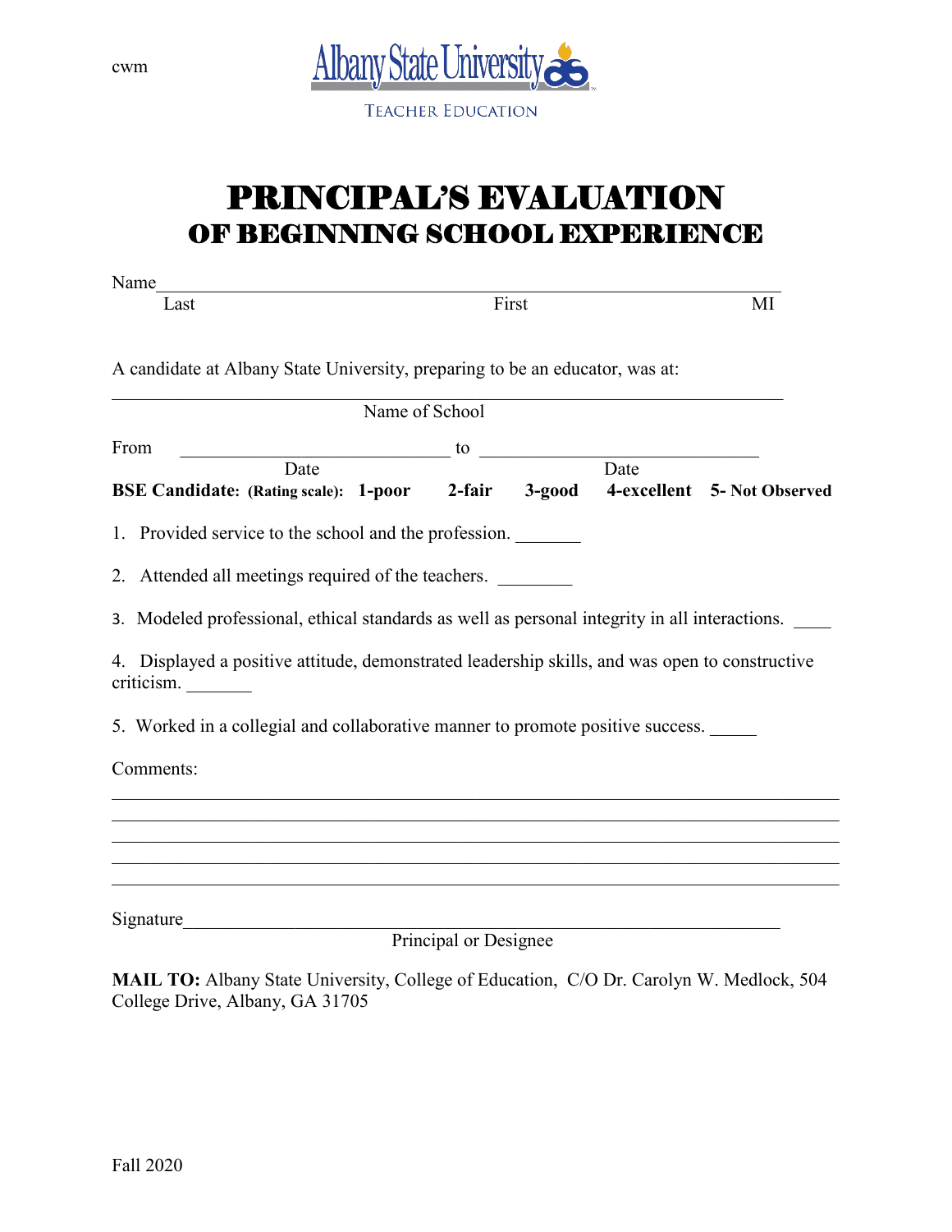cwm

Albany State University

TEACHER EDUCATION

# PRINCIPAL'S EVALUATION
## OF BEGINNING SCHOOL EXPERIENCE

Name_______________________________________________________________
Last                                        First                                        MI

A candidate at Albany State University, preparing to be an educator, was at:

_________________________________________________________________
Name of School

From _____________________________ to _____________________________
Date                                        Date

**BSE Candidate: (Rating scale): 1-poor 2-fair 3-good 4-excellent 5- Not Observed**

1. Provided service to the school and the profession. _______

2. Attended all meetings required of the teachers. ________

3. Modeled professional, ethical standards as well as personal integrity in all interactions. ____

4. Displayed a positive attitude, demonstrated leadership skills, and was open to constructive criticism. _______

5. Worked in a collegial and collaborative manner to promote positive success. _____

Comments:

_________________________________________________________________
_________________________________________________________________
_________________________________________________________________
_________________________________________________________________
_________________________________________________________________

Signature_________________________________________________________
Principal or Designee

**MAIL TO:** Albany State University, College of Education, C/O Dr. Carolyn W. Medlock, 504 College Drive, Albany, GA 31705

Fall 2020